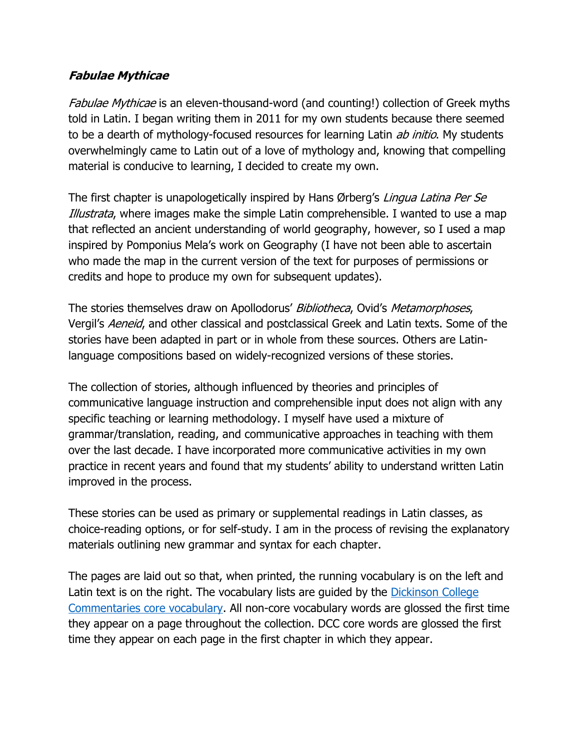***Fabulae Mythicae***

*Fabulae Mythicae* is an eleven-thousand-word (and counting!) collection of Greek myths told in Latin. I began writing them in 2011 for my own students because there seemed to be a dearth of mythology-focused resources for learning Latin *ab initio*. My students overwhelmingly came to Latin out of a love of mythology and, knowing that compelling material is conducive to learning, I decided to create my own.

The first chapter is unapologetically inspired by Hans Ørberg's *Lingua Latina Per Se Illustrata*, where images make the simple Latin comprehensible. I wanted to use a map that reflected an ancient understanding of world geography, however, so I used a map inspired by Pomponius Mela's work on Geography (I have not been able to ascertain who made the map in the current version of the text for purposes of permissions or credits and hope to produce my own for subsequent updates).

The stories themselves draw on Apollodorus' *Bibliotheca*, Ovid's *Metamorphoses*, Vergil's *Aeneid*, and other classical and postclassical Greek and Latin texts. Some of the stories have been adapted in part or in whole from these sources. Others are Latin-language compositions based on widely-recognized versions of these stories.

The collection of stories, although influenced by theories and principles of communicative language instruction and comprehensible input does not align with any specific teaching or learning methodology. I myself have used a mixture of grammar/translation, reading, and communicative approaches in teaching with them over the last decade. I have incorporated more communicative activities in my own practice in recent years and found that my students' ability to understand written Latin improved in the process.

These stories can be used as primary or supplemental readings in Latin classes, as choice-reading options, or for self-study. I am in the process of revising the explanatory materials outlining new grammar and syntax for each chapter.

The pages are laid out so that, when printed, the running vocabulary is on the left and Latin text is on the right. The vocabulary lists are guided by the Dickinson College Commentaries core vocabulary. All non-core vocabulary words are glossed the first time they appear on a page throughout the collection. DCC core words are glossed the first time they appear on each page in the first chapter in which they appear.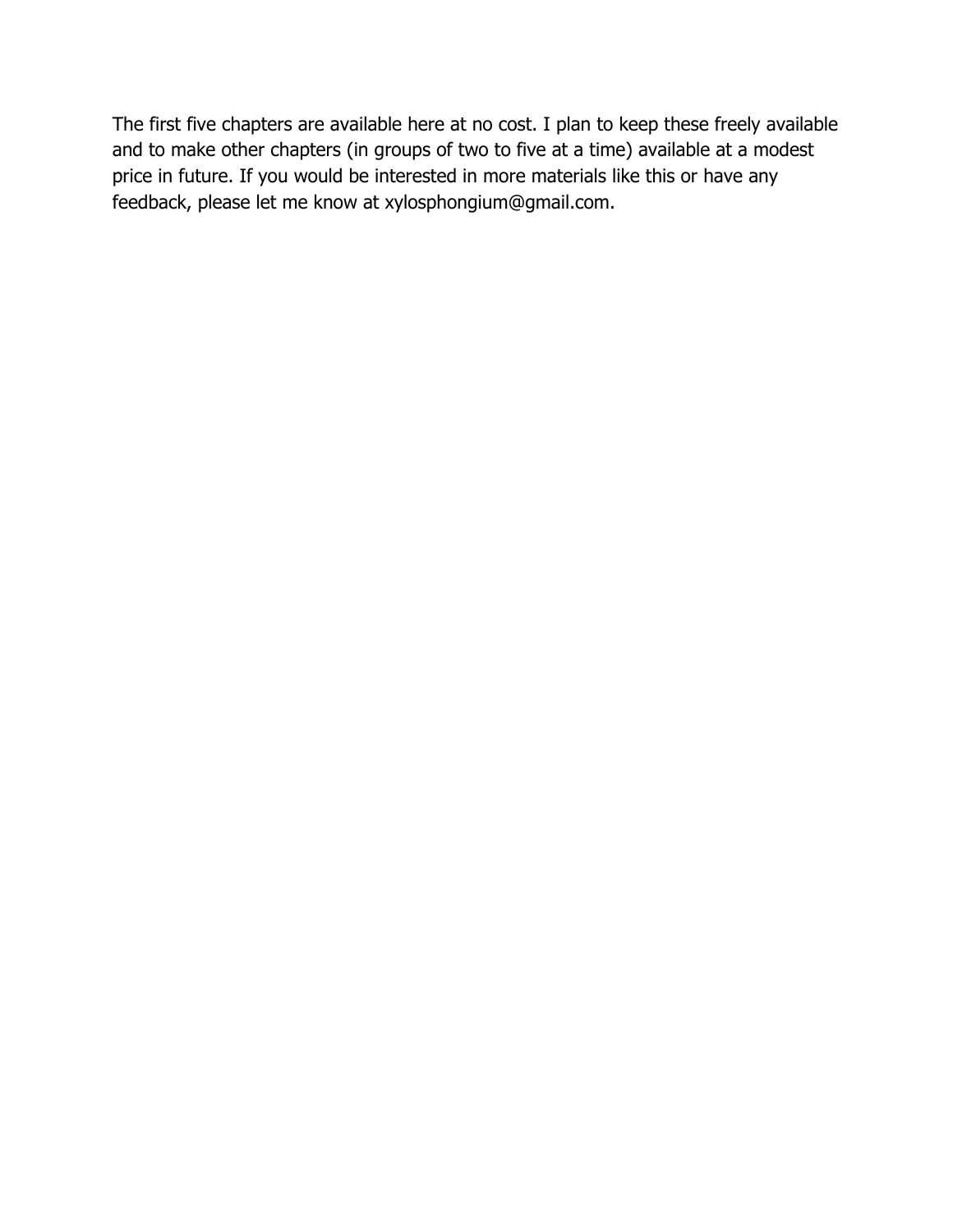The first five chapters are available here at no cost. I plan to keep these freely available and to make other chapters (in groups of two to five at a time) available at a modest price in future. If you would be interested in more materials like this or have any feedback, please let me know at xylosphongium@gmail.com.